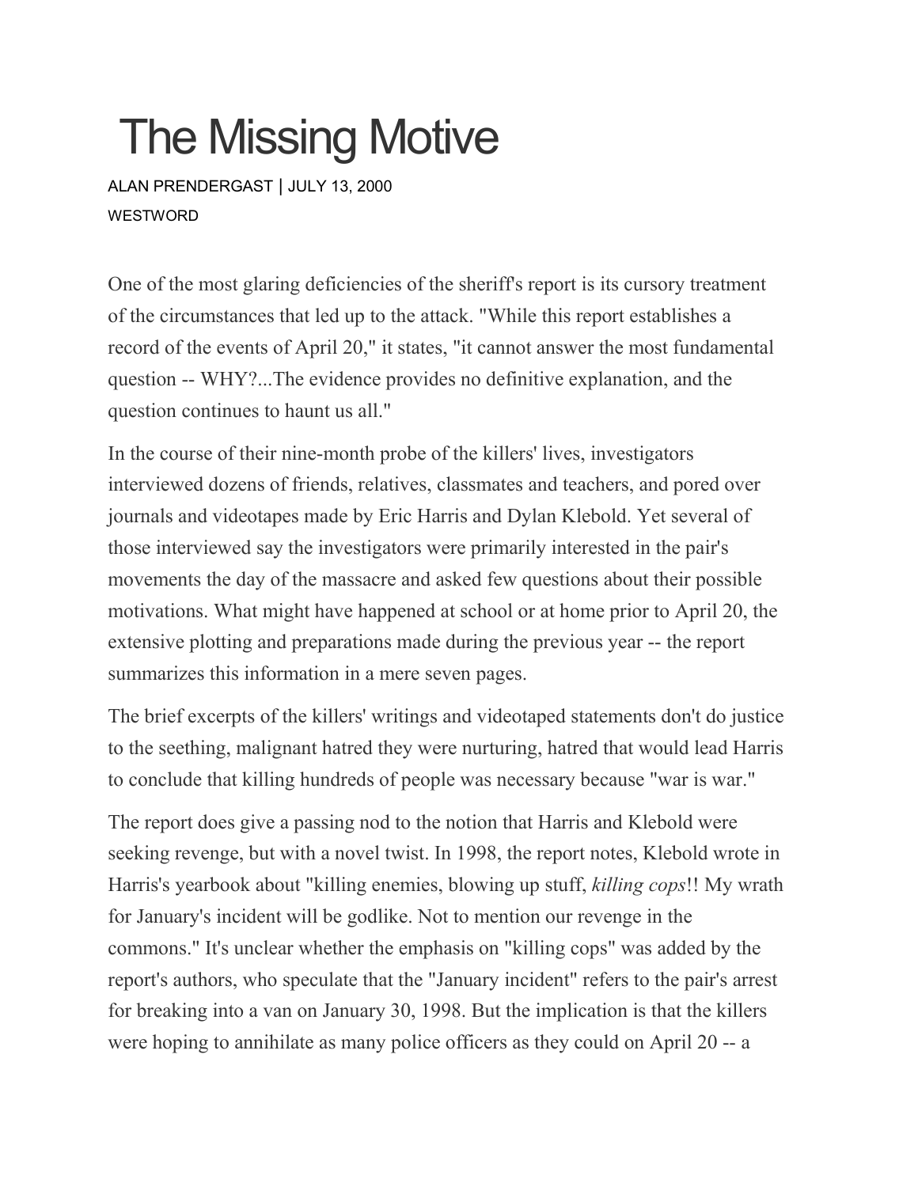# The Missing Motive

ALAN PRENDERGAST | JULY 13, 2000

WESTWORD

One of the most glaring deficiencies of the sheriff's report is its cursory treatment of the circumstances that led up to the attack. "While this report establishes a record of the events of April 20," it states, "it cannot answer the most fundamental question -- WHY?...The evidence provides no definitive explanation, and the question continues to haunt us all."

In the course of their nine-month probe of the killers' lives, investigators interviewed dozens of friends, relatives, classmates and teachers, and pored over journals and videotapes made by Eric Harris and Dylan Klebold. Yet several of those interviewed say the investigators were primarily interested in the pair's movements the day of the massacre and asked few questions about their possible motivations. What might have happened at school or at home prior to April 20, the extensive plotting and preparations made during the previous year -- the report summarizes this information in a mere seven pages.

The brief excerpts of the killers' writings and videotaped statements don't do justice to the seething, malignant hatred they were nurturing, hatred that would lead Harris to conclude that killing hundreds of people was necessary because "war is war."

The report does give a passing nod to the notion that Harris and Klebold were seeking revenge, but with a novel twist. In 1998, the report notes, Klebold wrote in Harris's yearbook about "killing enemies, blowing up stuff, *killing cops*!! My wrath for January's incident will be godlike. Not to mention our revenge in the commons." It's unclear whether the emphasis on "killing cops" was added by the report's authors, who speculate that the "January incident" refers to the pair's arrest for breaking into a van on January 30, 1998. But the implication is that the killers were hoping to annihilate as many police officers as they could on April 20 -- a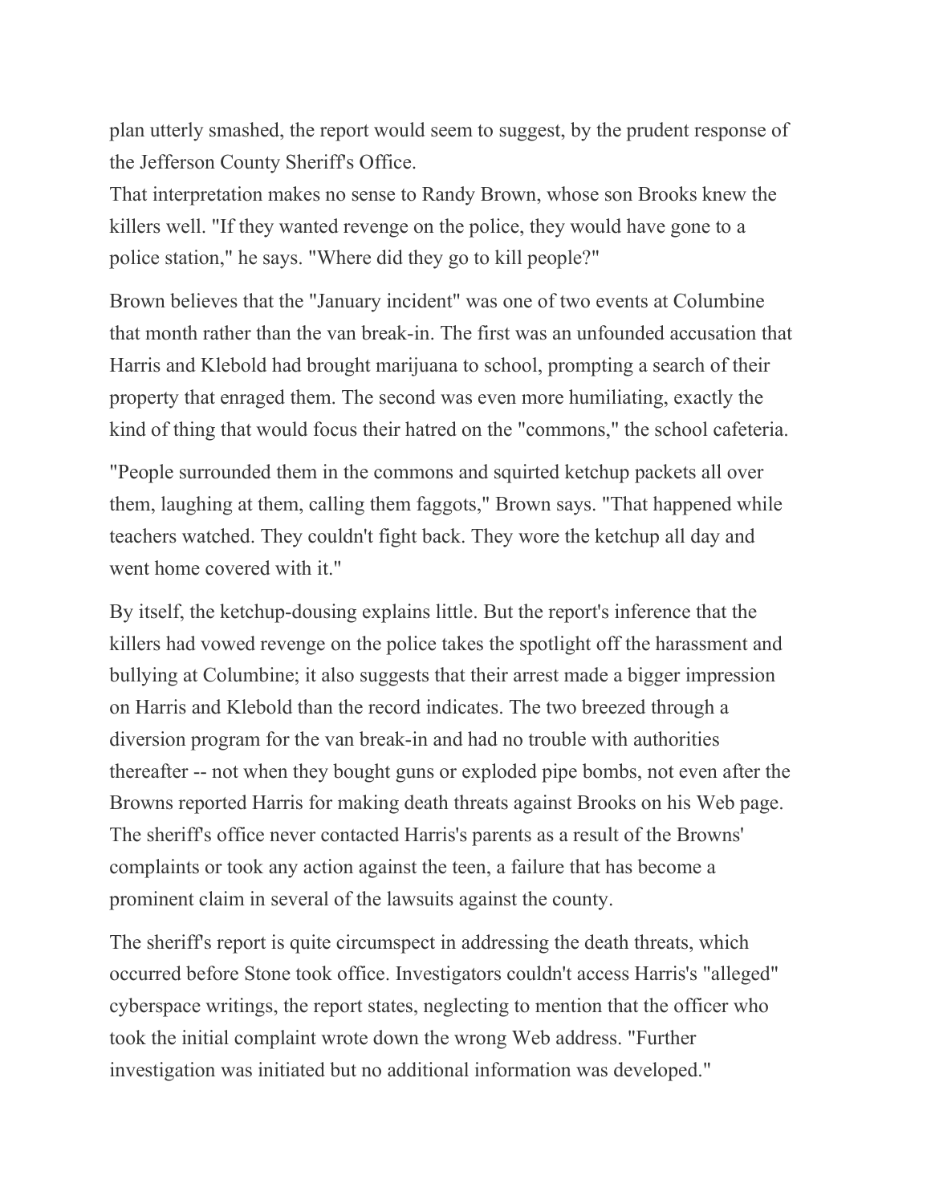plan utterly smashed, the report would seem to suggest, by the prudent response of the Jefferson County Sheriff's Office.

That interpretation makes no sense to Randy Brown, whose son Brooks knew the killers well. "If they wanted revenge on the police, they would have gone to a police station," he says. "Where did they go to kill people?"

Brown believes that the "January incident" was one of two events at Columbine that month rather than the van break-in. The first was an unfounded accusation that Harris and Klebold had brought marijuana to school, prompting a search of their property that enraged them. The second was even more humiliating, exactly the kind of thing that would focus their hatred on the "commons," the school cafeteria.

"People surrounded them in the commons and squirted ketchup packets all over them, laughing at them, calling them faggots," Brown says. "That happened while teachers watched. They couldn't fight back. They wore the ketchup all day and went home covered with it."

By itself, the ketchup-dousing explains little. But the report's inference that the killers had vowed revenge on the police takes the spotlight off the harassment and bullying at Columbine; it also suggests that their arrest made a bigger impression on Harris and Klebold than the record indicates. The two breezed through a diversion program for the van break-in and had no trouble with authorities thereafter -- not when they bought guns or exploded pipe bombs, not even after the Browns reported Harris for making death threats against Brooks on his Web page. The sheriff's office never contacted Harris's parents as a result of the Browns' complaints or took any action against the teen, a failure that has become a prominent claim in several of the lawsuits against the county.

The sheriff's report is quite circumspect in addressing the death threats, which occurred before Stone took office. Investigators couldn't access Harris's "alleged" cyberspace writings, the report states, neglecting to mention that the officer who took the initial complaint wrote down the wrong Web address. "Further investigation was initiated but no additional information was developed."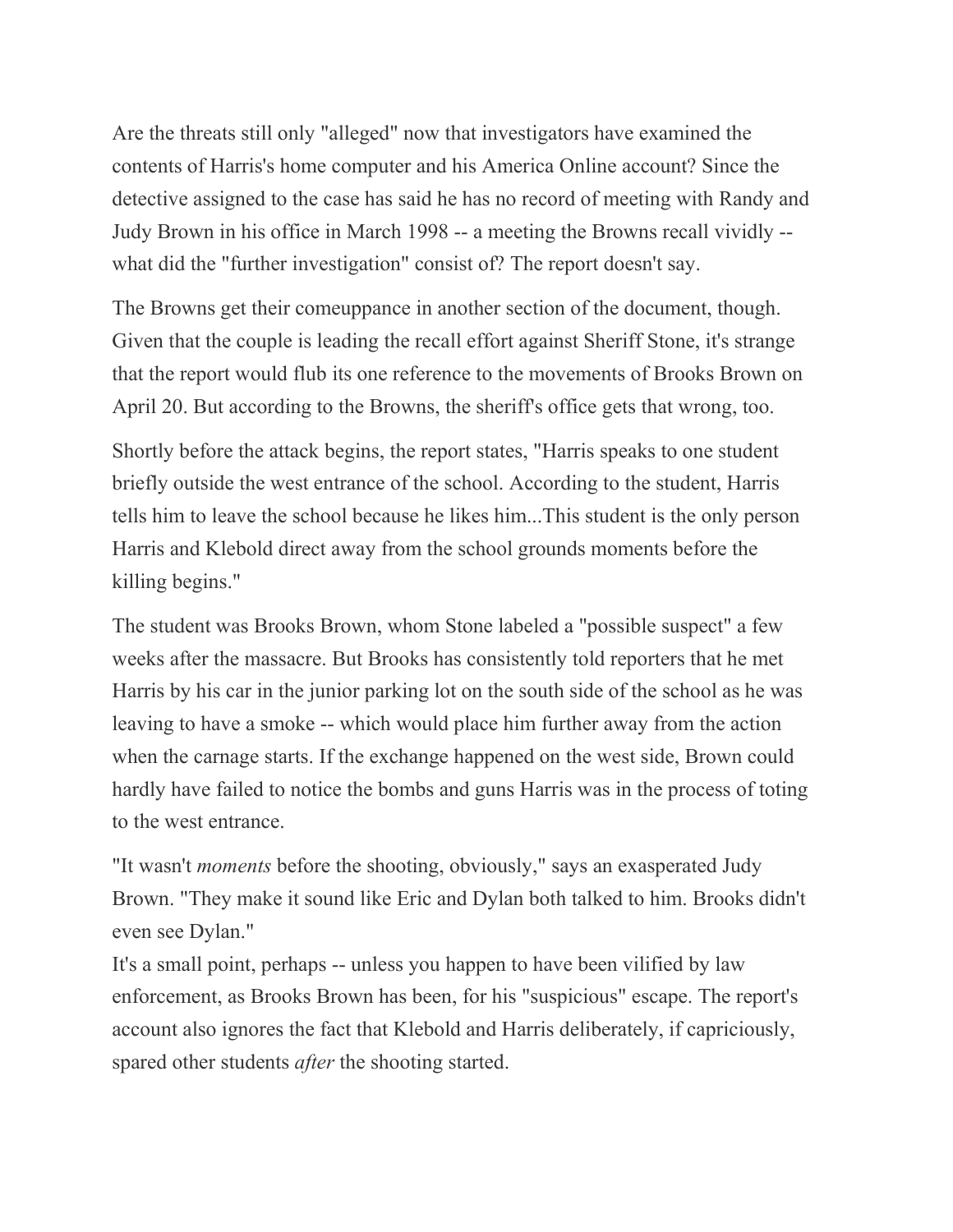Are the threats still only "alleged" now that investigators have examined the contents of Harris's home computer and his America Online account? Since the detective assigned to the case has said he has no record of meeting with Randy and Judy Brown in his office in March 1998 -- a meeting the Browns recall vividly -- what did the "further investigation" consist of? The report doesn't say.

The Browns get their comeuppance in another section of the document, though. Given that the couple is leading the recall effort against Sheriff Stone, it's strange that the report would flub its one reference to the movements of Brooks Brown on April 20. But according to the Browns, the sheriff's office gets that wrong, too.

Shortly before the attack begins, the report states, "Harris speaks to one student briefly outside the west entrance of the school. According to the student, Harris tells him to leave the school because he likes him...This student is the only person Harris and Klebold direct away from the school grounds moments before the killing begins."

The student was Brooks Brown, whom Stone labeled a "possible suspect" a few weeks after the massacre. But Brooks has consistently told reporters that he met Harris by his car in the junior parking lot on the south side of the school as he was leaving to have a smoke -- which would place him further away from the action when the carnage starts. If the exchange happened on the west side, Brown could hardly have failed to notice the bombs and guns Harris was in the process of toting to the west entrance.

"It wasn't *moments* before the shooting, obviously," says an exasperated Judy Brown. "They make it sound like Eric and Dylan both talked to him. Brooks didn't even see Dylan."

It's a small point, perhaps -- unless you happen to have been vilified by law enforcement, as Brooks Brown has been, for his "suspicious" escape. The report's account also ignores the fact that Klebold and Harris deliberately, if capriciously, spared other students *after* the shooting started.